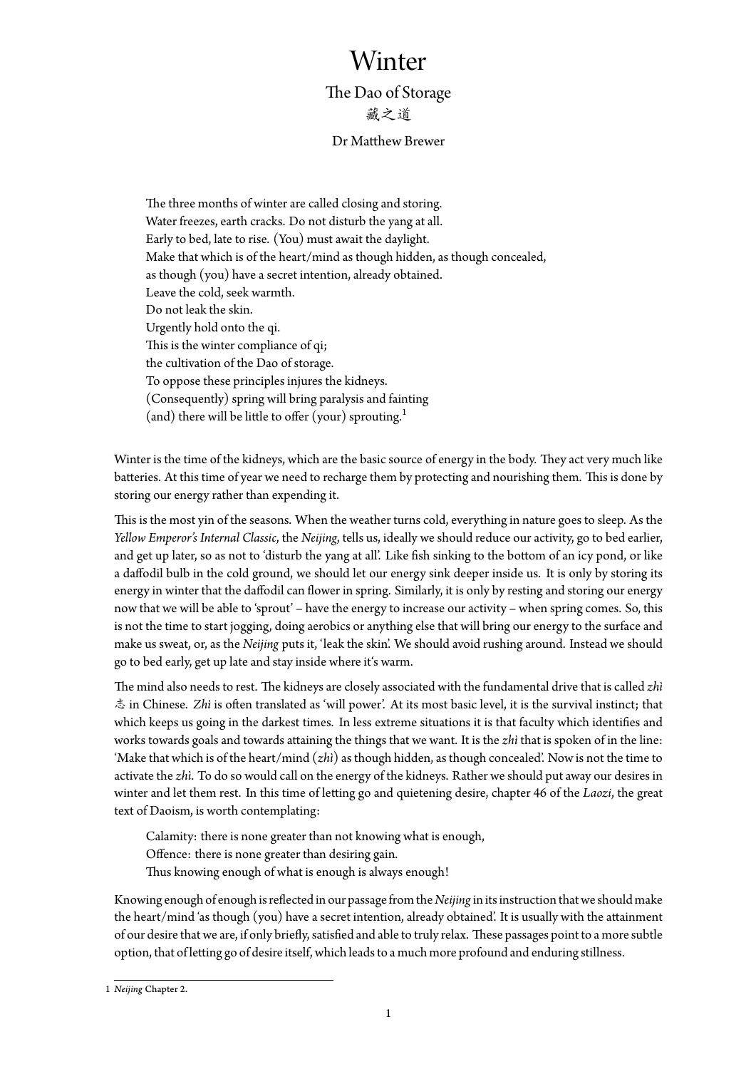# Winter

## The Dao of Storage

藏之道

Dr Matthew Brewer

> The three months of winter are called closing and storing.
> Water freezes, earth cracks. Do not disturb the yang at all.
> Early to bed, late to rise. (You) must await the daylight.
> Make that which is of the heart/mind as though hidden, as though concealed,
> as though (you) have a secret intention, already obtained.
> Leave the cold, seek warmth.
> Do not leak the skin.
> Urgently hold onto the qi.
> This is the winter compliance of qi;
> the cultivation of the Dao of storage.
> To oppose these principles injures the kidneys.
> (Consequently) spring will bring paralysis and fainting
> (and) there will be little to offer (your) sprouting.[1]

Winter is the time of the kidneys, which are the basic source of energy in the body. They act very much like batteries. At this time of year we need to recharge them by protecting and nourishing them. This is done by storing our energy rather than expending it.

This is the most yin of the seasons. When the weather turns cold, everything in nature goes to sleep. As the *Yellow Emperor's Internal Classic*, the *Neijing*, tells us, ideally we should reduce our activity, go to bed earlier, and get up later, so as not to 'disturb the yang at all'. Like fish sinking to the bottom of an icy pond, or like a daffodil bulb in the cold ground, we should let our energy sink deeper inside us. It is only by storing its energy in winter that the daffodil can flower in spring. Similarly, it is only by resting and storing our energy now that we will be able to 'sprout' – have the energy to increase our activity – when spring comes. So, this is not the time to start jogging, doing aerobics or anything else that will bring our energy to the surface and make us sweat, or, as the *Neijing* puts it, 'leak the skin'. We should avoid rushing around. Instead we should go to bed early, get up late and stay inside where it's warm.

The mind also needs to rest. The kidneys are closely associated with the fundamental drive that is called *zhì* 志 in Chinese. *Zhì* is often translated as 'will power'. At its most basic level, it is the survival instinct; that which keeps us going in the darkest times. In less extreme situations it is that faculty which identifies and works towards goals and towards attaining the things that we want. It is the *zhì* that is spoken of in the line: 'Make that which is of the heart/mind (*zhì*) as though hidden, as though concealed'. Now is not the time to activate the *zhì*. To do so would call on the energy of the kidneys. Rather we should put away our desires in winter and let them rest. In this time of letting go and quietening desire, chapter 46 of the *Laozi*, the great text of Daoism, is worth contemplating:

> Calamity: there is none greater than not knowing what is enough,
> Offence: there is none greater than desiring gain.
> Thus knowing enough of what is enough is always enough!

Knowing enough of enough is reflected in our passage from the *Neijing* in its instruction that we should make the heart/mind 'as though (you) have a secret intention, already obtained'. It is usually with the attainment of our desire that we are, if only briefly, satisfied and able to truly relax. These passages point to a more subtle option, that of letting go of desire itself, which leads to a much more profound and enduring stillness.

---

1 *Neijing* Chapter 2.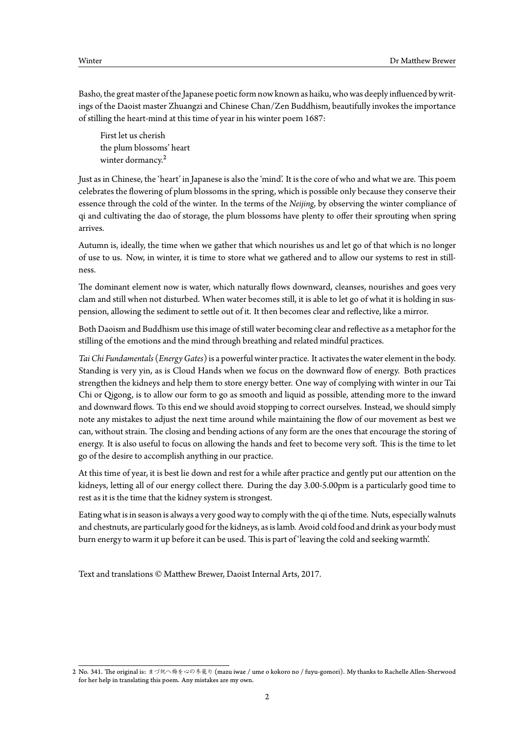Basho, the great master of the Japanese poetic form now known as haiku, who was deeply influenced by writings of the Daoist master Zhuangzi and Chinese Chan/Zen Buddhism, beautifully invokes the importance of stilling the heart-mind at this time of year in his winter poem 1687:

> First let us cherish
> the plum blossoms' heart
> winter dormancy.[2]

Just as in Chinese, the 'heart' in Japanese is also the 'mind'. It is the core of who and what we are. This poem celebrates the flowering of plum blossoms in the spring, which is possible only because they conserve their essence through the cold of the winter. In the terms of the *Neijing*, by observing the winter compliance of qi and cultivating the dao of storage, the plum blossoms have plenty to offer their sprouting when spring arrives.

Autumn is, ideally, the time when we gather that which nourishes us and let go of that which is no longer of use to us. Now, in winter, it is time to store what we gathered and to allow our systems to rest in stillness.

The dominant element now is water, which naturally flows downward, cleanses, nourishes and goes very clam and still when not disturbed. When water becomes still, it is able to let go of what it is holding in suspension, allowing the sediment to settle out of it. It then becomes clear and reflective, like a mirror.

Both Daoism and Buddhism use this image of still water becoming clear and reflective as a metaphor for the stilling of the emotions and the mind through breathing and related mindful practices.

*Tai Chi Fundamentals* (*Energy Gates*) is a powerful winter practice. It activates the water element in the body. Standing is very yin, as is Cloud Hands when we focus on the downward flow of energy. Both practices strengthen the kidneys and help them to store energy better. One way of complying with winter in our Tai Chi or Qigong, is to allow our form to go as smooth and liquid as possible, attending more to the inward and downward flows. To this end we should avoid stopping to correct ourselves. Instead, we should simply note any mistakes to adjust the next time around while maintaining the flow of our movement as best we can, without strain. The closing and bending actions of any form are the ones that encourage the storing of energy. It is also useful to focus on allowing the hands and feet to become very soft. This is the time to let go of the desire to accomplish anything in our practice.

At this time of year, it is best lie down and rest for a while after practice and gently put our attention on the kidneys, letting all of our energy collect there. During the day 3.00-5.00pm is a particularly good time to rest as it is the time that the kidney system is strongest.

Eating what is in season is always a very good way to comply with the qi of the time. Nuts, especially walnuts and chestnuts, are particularly good for the kidneys, as is lamb. Avoid cold food and drink as your body must burn energy to warm it up before it can be used. This is part of 'leaving the cold and seeking warmth'.

Text and translations © Matthew Brewer, Daoist Internal Arts, 2017.

---

2 No. 341. The original is: まづ祝へ梅を心の冬籠り (mazu iwae / ume o kokoro no / fuyu-gomori). My thanks to Rachelle Allen-Sherwood for her help in translating this poem. Any mistakes are my own.